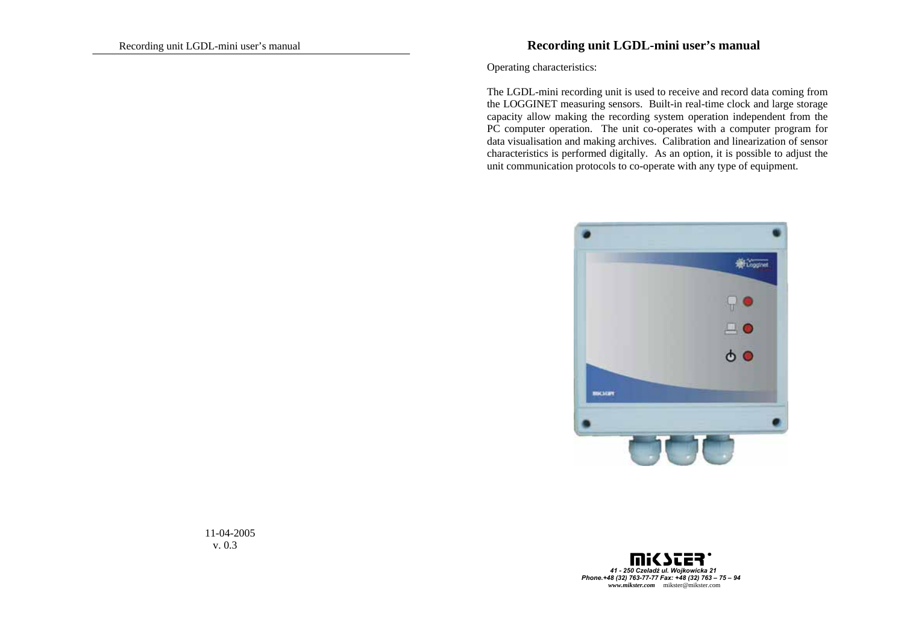Recording unit LGDL-mini user's manual

11-04-2005
v. 0.3

# Recording unit LGDL-mini user's manual

Operating characteristics:

The LGDL-mini recording unit is used to receive and record data coming from the LOGGINET measuring sensors. Built-in real-time clock and large storage capacity allow making the recording system operation independent from the PC computer operation. The unit co-operates with a computer program for data visualisation and making archives. Calibration and linearization of sensor characteristics is performed digitally. As an option, it is possible to adjust the unit communication protocols to co-operate with any type of equipment.

MIKSTER

*41 - 250 Czeladź ul. Wojkowicka 21*
*Phone.+48 (32) 763-77-77 Fax: +48 (32) 763 – 75 – 94*
*www.mikster.com* mikster@mikster.com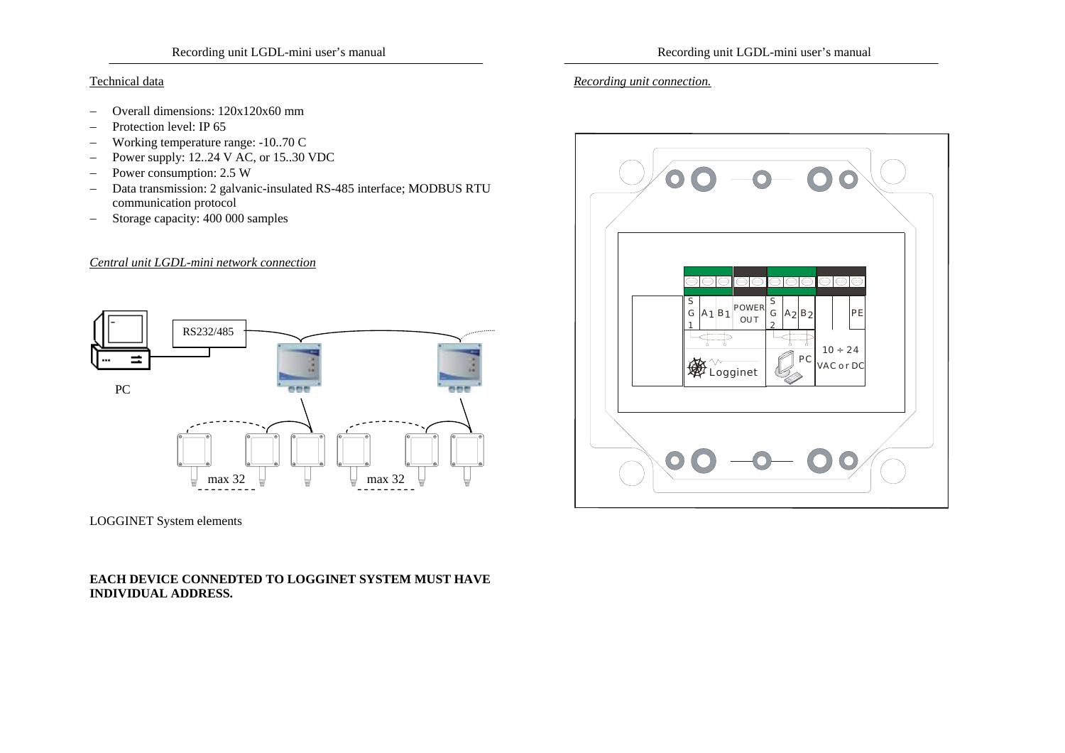Technical data

- Overall dimensions: 120x120x60 mm
- Protection level: IP 65
- Working temperature range: -10..70 C
- Power supply: 12..24 V AC, or 15..30 VDC
- Power consumption: 2.5 W
- Data transmission: 2 galvanic-insulated RS-485 interface; MODBUS RTU communication protocol
- Storage capacity: 400 000 samples

*Central unit LGDL-mini network connection*

RS232/485

PC

max 32

max 32

LOGGINET System elements

**EACH DEVICE CONNEDTED TO LOGGINET SYSTEM MUST HAVE INDIVIDUAL ADDRESS.**

*Recording unit connection.*

SG1 A1 B1 POWER OUT SG2 A2 B2 PE

Logginet

PC

10 ÷ 24 VAC or DC